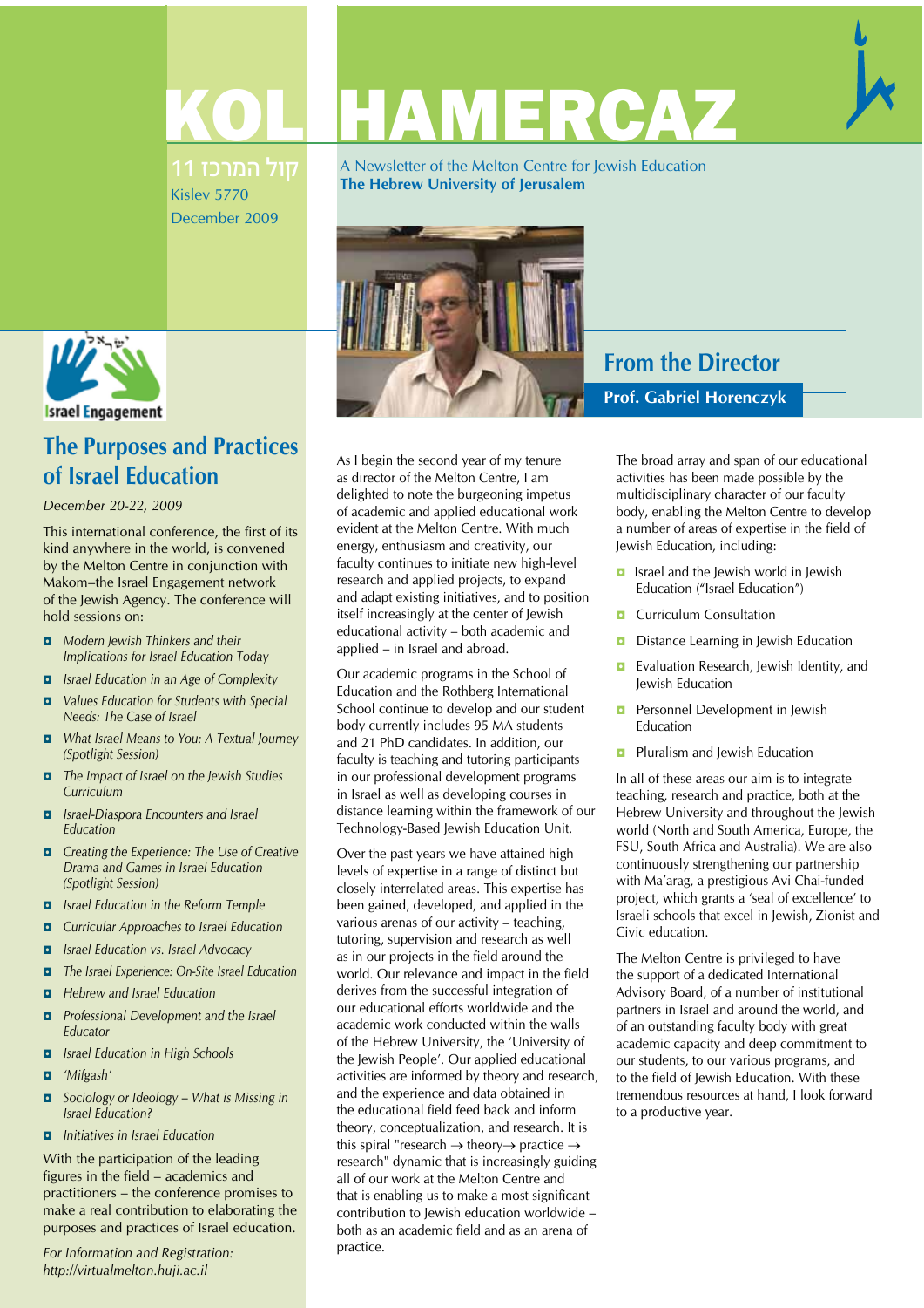# KOL HAMERCAZ

קול המרכז 11
Kislev 5770
December 2009

A Newsletter of the Melton Centre for Jewish Education
**The Hebrew University of Jerusalem**

Israel Engagement

## The Purposes and Practices of Israel Education

*December 20-22, 2009*

This international conference, the first of its kind anywhere in the world, is convened by the Melton Centre in conjunction with Makom–the Israel Engagement network of the Jewish Agency. The conference will hold sessions on:

- *Modern Jewish Thinkers and their Implications for Israel Education Today*
- *Israel Education in an Age of Complexity*
- *Values Education for Students with Special Needs: The Case of Israel*
- *What Israel Means to You: A Textual Journey (Spotlight Session)*
- *The Impact of Israel on the Jewish Studies Curriculum*
- *Israel-Diaspora Encounters and Israel Education*
- *Creating the Experience: The Use of Creative Drama and Games in Israel Education (Spotlight Session)*
- *Israel Education in the Reform Temple*
- *Curricular Approaches to Israel Education*
- *Israel Education vs. Israel Advocacy*
- *The Israel Experience: On-Site Israel Education*
- *Hebrew and Israel Education*
- *Professional Development and the Israel Educator*
- *Israel Education in High Schools*
- *'Mifgash'*
- *Sociology or Ideology – What is Missing in Israel Education?*
- *Initiatives in Israel Education*

With the participation of the leading figures in the field – academics and practitioners – the conference promises to make a real contribution to elaborating the purposes and practices of Israel education.

*For Information and Registration: http://virtualmelton.huji.ac.il*

## From the Director

**Prof. Gabriel Horenczyk**

As I begin the second year of my tenure as director of the Melton Centre, I am delighted to note the burgeoning impetus of academic and applied educational work evident at the Melton Centre. With much energy, enthusiasm and creativity, our faculty continues to initiate new high-level research and applied projects, to expand and adapt existing initiatives, and to position itself increasingly at the center of Jewish educational activity – both academic and applied – in Israel and abroad.

Our academic programs in the School of Education and the Rothberg International School continue to develop and our student body currently includes 95 MA students and 21 PhD candidates. In addition, our faculty is teaching and tutoring participants in our professional development programs in Israel as well as developing courses in distance learning within the framework of our Technology-Based Jewish Education Unit.

Over the past years we have attained high levels of expertise in a range of distinct but closely interrelated areas. This expertise has been gained, developed, and applied in the various arenas of our activity – teaching, tutoring, supervision and research as well as in our projects in the field around the world. Our relevance and impact in the field derives from the successful integration of our educational efforts worldwide and the academic work conducted within the walls of the Hebrew University, the 'University of the Jewish People'. Our applied educational activities are informed by theory and research, and the experience and data obtained in the educational field feed back and inform theory, conceptualization, and research. It is this spiral "research → theory→ practice → research" dynamic that is increasingly guiding all of our work at the Melton Centre and that is enabling us to make a most significant contribution to Jewish education worldwide – both as an academic field and as an arena of practice.

The broad array and span of our educational activities has been made possible by the multidisciplinary character of our faculty body, enabling the Melton Centre to develop a number of areas of expertise in the field of Jewish Education, including:

- Israel and the Jewish world in Jewish Education ("Israel Education")
- Curriculum Consultation
- Distance Learning in Jewish Education
- Evaluation Research, Jewish Identity, and Jewish Education
- Personnel Development in Jewish Education
- Pluralism and Jewish Education

In all of these areas our aim is to integrate teaching, research and practice, both at the Hebrew University and throughout the Jewish world (North and South America, Europe, the FSU, South Africa and Australia). We are also continuously strengthening our partnership with Ma'arag, a prestigious Avi Chai-funded project, which grants a 'seal of excellence' to Israeli schools that excel in Jewish, Zionist and Civic education.

The Melton Centre is privileged to have the support of a dedicated International Advisory Board, of a number of institutional partners in Israel and around the world, and of an outstanding faculty body with great academic capacity and deep commitment to our students, to our various programs, and to the field of Jewish Education. With these tremendous resources at hand, I look forward to a productive year.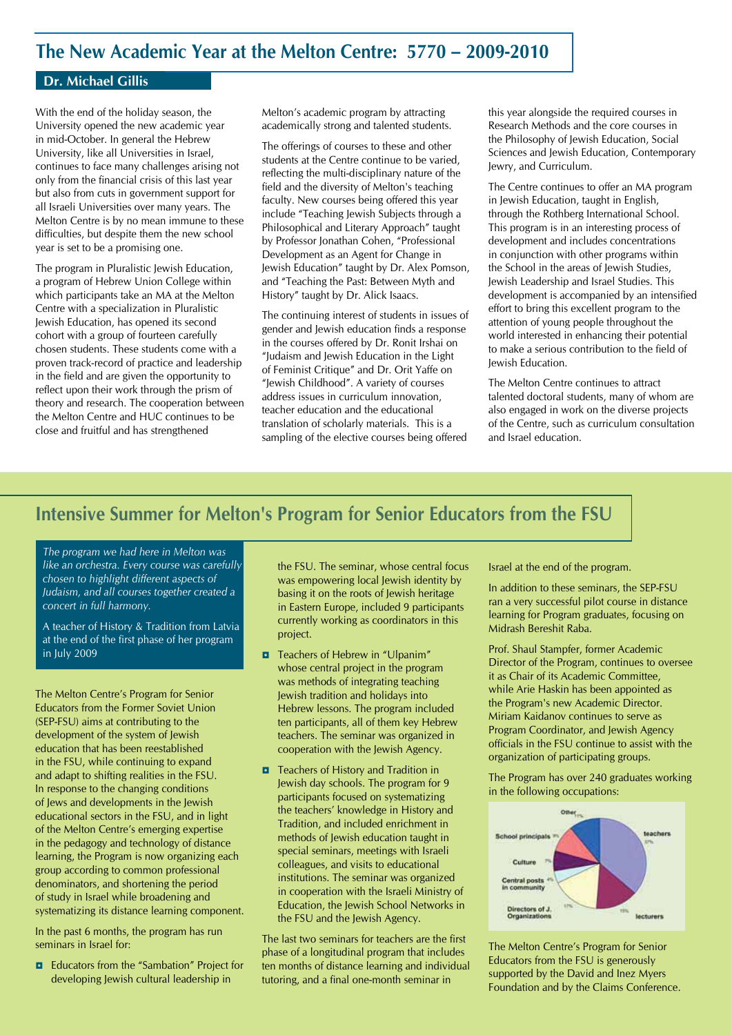## The New Academic Year at the Melton Centre: 5770 – 2009-2010

**Dr. Michael Gillis**

With the end of the holiday season, the University opened the new academic year in mid-October. In general the Hebrew University, like all Universities in Israel, continues to face many challenges arising not only from the financial crisis of this last year but also from cuts in government support for all Israeli Universities over many years. The Melton Centre is by no mean immune to these difficulties, but despite them the new school year is set to be a promising one.

The program in Pluralistic Jewish Education, a program of Hebrew Union College within which participants take an MA at the Melton Centre with a specialization in Pluralistic Jewish Education, has opened its second cohort with a group of fourteen carefully chosen students. These students come with a proven track-record of practice and leadership in the field and are given the opportunity to reflect upon their work through the prism of theory and research. The cooperation between the Melton Centre and HUC continues to be close and fruitful and has strengthened Melton's academic program by attracting academically strong and talented students.

The offerings of courses to these and other students at the Centre continue to be varied, reflecting the multi-disciplinary nature of the field and the diversity of Melton's teaching faculty. New courses being offered this year include "Teaching Jewish Subjects through a Philosophical and Literary Approach" taught by Professor Jonathan Cohen, "Professional Development as an Agent for Change in Jewish Education" taught by Dr. Alex Pomson, and "Teaching the Past: Between Myth and History" taught by Dr. Alick Isaacs.

The continuing interest of students in issues of gender and Jewish education finds a response in the courses offered by Dr. Ronit Irshai on "Judaism and Jewish Education in the Light of Feminist Critique" and Dr. Orit Yaffe on "Jewish Childhood". A variety of courses address issues in curriculum innovation, teacher education and the educational translation of scholarly materials. This is a sampling of the elective courses being offered this year alongside the required courses in Research Methods and the core courses in the Philosophy of Jewish Education, Social Sciences and Jewish Education, Contemporary Jewry, and Curriculum.

The Centre continues to offer an MA program in Jewish Education, taught in English, through the Rothberg International School. This program is in an interesting process of development and includes concentrations in conjunction with other programs within the School in the areas of Jewish Studies, Jewish Leadership and Israel Studies. This development is accompanied by an intensified effort to bring this excellent program to the attention of young people throughout the world interested in enhancing their potential to make a serious contribution to the field of Jewish Education.

The Melton Centre continues to attract talented doctoral students, many of whom are also engaged in work on the diverse projects of the Centre, such as curriculum consultation and Israel education.

## Intensive Summer for Melton's Program for Senior Educators from the FSU

*The program we had here in Melton was like an orchestra. Every course was carefully chosen to highlight different aspects of Judaism, and all courses together created a concert in full harmony.*

A teacher of History & Tradition from Latvia at the end of the first phase of her program in July 2009

The Melton Centre's Program for Senior Educators from the Former Soviet Union (SEP-FSU) aims at contributing to the development of the system of Jewish education that has been reestablished in the FSU, while continuing to expand and adapt to shifting realities in the FSU. In response to the changing conditions of Jews and developments in the Jewish educational sectors in the FSU, and in light of the Melton Centre's emerging expertise in the pedagogy and technology of distance learning, the Program is now organizing each group according to common professional denominators, and shortening the period of study in Israel while broadening and systematizing its distance learning component.

In the past 6 months, the program has run seminars in Israel for:

- Educators from the "Sambation" Project for developing Jewish cultural leadership in the FSU. The seminar, whose central focus was empowering local Jewish identity by basing it on the roots of Jewish heritage in Eastern Europe, included 9 participants currently working as coordinators in this project.
- Teachers of Hebrew in "Ulpanim" whose central project in the program was methods of integrating teaching Jewish tradition and holidays into Hebrew lessons. The program included ten participants, all of them key Hebrew teachers. The seminar was organized in cooperation with the Jewish Agency.
- Teachers of History and Tradition in Jewish day schools. The program for 9 participants focused on systematizing the teachers' knowledge in History and Tradition, and included enrichment in methods of Jewish education taught in special seminars, meetings with Israeli colleagues, and visits to educational institutions. The seminar was organized in cooperation with the Israeli Ministry of Education, the Jewish School Networks in the FSU and the Jewish Agency.

The last two seminars for teachers are the first phase of a longitudinal program that includes ten months of distance learning and individual tutoring, and a final one-month seminar in Israel at the end of the program.

In addition to these seminars, the SEP-FSU ran a very successful pilot course in distance learning for Program graduates, focusing on Midrash Bereshit Raba.

Prof. Shaul Stampfer, former Academic Director of the Program, continues to oversee it as Chair of its Academic Committee, while Arie Haskin has been appointed as the Program's new Academic Director. Miriam Kaidanov continues to serve as Program Coordinator, and Jewish Agency officials in the FSU continue to assist with the organization of participating groups.

The Program has over 240 graduates working in the following occupations:

| Occupation | Percentage |
|---|---|
| teachers | 37% |
| lecturers | 15% |
| Directors of J. Organizations | 17% |
| Central posts in community | 4% |
| Culture | 7% |
| School principals | 9% |
| Other | 11% |

The Melton Centre's Program for Senior Educators from the FSU is generously supported by the David and Inez Myers Foundation and by the Claims Conference.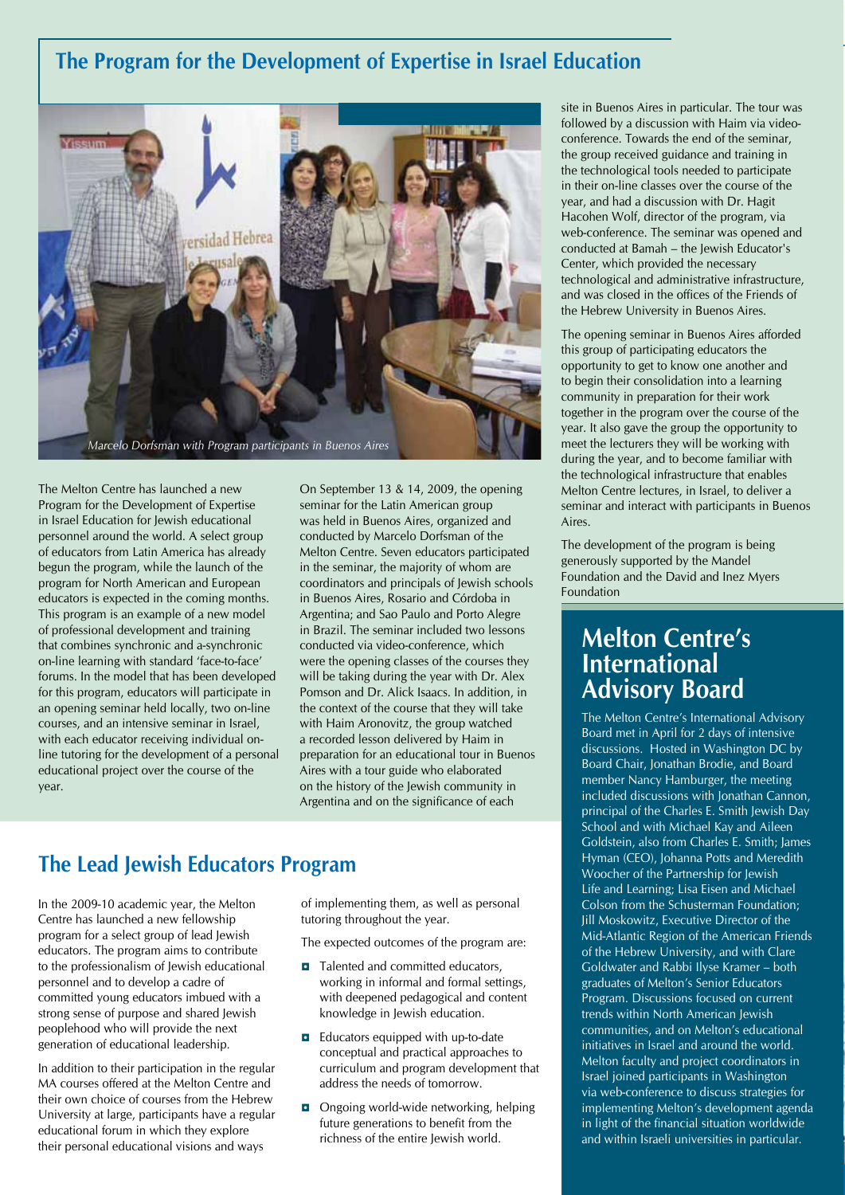## The Program for the Development of Expertise in Israel Education

*Marcelo Dorfsman with Program participants in Buenos Aires*

The Melton Centre has launched a new Program for the Development of Expertise in Israel Education for Jewish educational personnel around the world. A select group of educators from Latin America has already begun the program, while the launch of the program for North American and European educators is expected in the coming months. This program is an example of a new model of professional development and training that combines synchronic and a-synchronic on-line learning with standard 'face-to-face' forums. In the model that has been developed for this program, educators will participate in an opening seminar held locally, two on-line courses, and an intensive seminar in Israel, with each educator receiving individual on-line tutoring for the development of a personal educational project over the course of the year.

On September 13 & 14, 2009, the opening seminar for the Latin American group was held in Buenos Aires, organized and conducted by Marcelo Dorfsman of the Melton Centre. Seven educators participated in the seminar, the majority of whom are coordinators and principals of Jewish schools in Buenos Aires, Rosario and Córdoba in Argentina; and Sao Paulo and Porto Alegre in Brazil. The seminar included two lessons conducted via video-conference, which were the opening classes of the courses they will be taking during the year with Dr. Alex Pomson and Dr. Alick Isaacs. In addition, in the context of the course that they will take with Haim Aronovitz, the group watched a recorded lesson delivered by Haim in preparation for an educational tour in Buenos Aires with a tour guide who elaborated on the history of the Jewish community in Argentina and on the significance of each site in Buenos Aires in particular. The tour was followed by a discussion with Haim via video-conference. Towards the end of the seminar, the group received guidance and training in the technological tools needed to participate in their on-line classes over the course of the year, and had a discussion with Dr. Hagit Hacohen Wolf, director of the program, via web-conference. The seminar was opened and conducted at Bamah – the Jewish Educator's Center, which provided the necessary technological and administrative infrastructure, and was closed in the offices of the Friends of the Hebrew University in Buenos Aires.

The opening seminar in Buenos Aires afforded this group of participating educators the opportunity to get to know one another and to begin their consolidation into a learning community in preparation for their work together in the program over the course of the year. It also gave the group the opportunity to meet the lecturers they will be working with during the year, and to become familiar with the technological infrastructure that enables Melton Centre lectures, in Israel, to deliver a seminar and interact with participants in Buenos Aires.

The development of the program is being generously supported by the Mandel Foundation and the David and Inez Myers Foundation

## Melton Centre's International Advisory Board

The Melton Centre's International Advisory Board met in April for 2 days of intensive discussions. Hosted in Washington DC by Board Chair, Jonathan Brodie, and Board member Nancy Hamburger, the meeting included discussions with Jonathan Cannon, principal of the Charles E. Smith Jewish Day School and with Michael Kay and Aileen Goldstein, also from Charles E. Smith; James Hyman (CEO), Johanna Potts and Meredith Woocher of the Partnership for Jewish Life and Learning; Lisa Eisen and Michael Colson from the Schusterman Foundation; Jill Moskowitz, Executive Director of the Mid-Atlantic Region of the American Friends of the Hebrew University, and with Clare Goldwater and Rabbi Ilyse Kramer – both graduates of Melton's Senior Educators Program. Discussions focused on current trends within North American Jewish communities, and on Melton's educational initiatives in Israel and around the world. Melton faculty and project coordinators in Israel joined participants in Washington via web-conference to discuss strategies for implementing Melton's development agenda in light of the financial situation worldwide and within Israeli universities in particular.

## The Lead Jewish Educators Program

In the 2009-10 academic year, the Melton Centre has launched a new fellowship program for a select group of lead Jewish educators. The program aims to contribute to the professionalism of Jewish educational personnel and to develop a cadre of committed young educators imbued with a strong sense of purpose and shared Jewish peoplehood who will provide the next generation of educational leadership.

In addition to their participation in the regular MA courses offered at the Melton Centre and their own choice of courses from the Hebrew University at large, participants have a regular educational forum in which they explore their personal educational visions and ways of implementing them, as well as personal tutoring throughout the year.

The expected outcomes of the program are:

- Talented and committed educators, working in informal and formal settings, with deepened pedagogical and content knowledge in Jewish education.
- Educators equipped with up-to-date conceptual and practical approaches to curriculum and program development that address the needs of tomorrow.
- Ongoing world-wide networking, helping future generations to benefit from the richness of the entire Jewish world.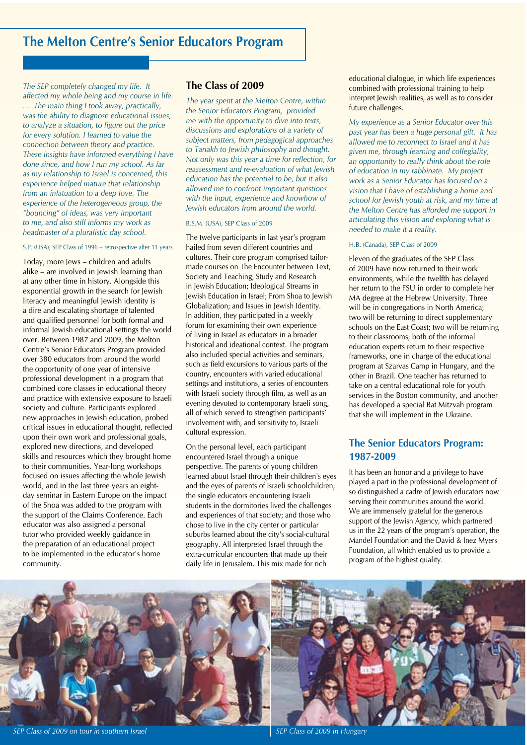# The Melton Centre's Senior Educators Program

*The SEP completely changed my life. It affected my whole being and my course in life. … The main thing I took away, practically, was the ability to diagnose educational issues, to analyze a situation, to figure out the price for every solution. I learned to value the connection between theory and practice. These insights have informed everything I have done since, and how I run my school. As far as my relationship to Israel is concerned, this experience helped mature that relationship from an infatuation to a deep love. The experience of the heterogeneous group, the "bouncing" of ideas, was very important to me, and also still informs my work as headmaster of a pluralistic day school.*

S.P. (USA), SEP Class of 1996 – retrospective after 11 years

Today, more Jews – children and adults alike – are involved in Jewish learning than at any other time in history. Alongside this exponential growth in the search for Jewish literacy and meaningful Jewish identity is a dire and escalating shortage of talented and qualified personnel for both formal and informal Jewish educational settings the world over. Between 1987 and 2009, the Melton Centre's Senior Educators Program provided over 380 educators from around the world the opportunity of one year of intensive professional development in a program that combined core classes in educational theory and practice with extensive exposure to Israeli society and culture. Participants explored new approaches in Jewish education, probed critical issues in educational thought, reflected upon their own work and professional goals, explored new directions, and developed skills and resources which they brought home to their communities. Year-long workshops focused on issues affecting the whole Jewish world, and in the last three years an eight-day seminar in Eastern Europe on the impact of the Shoa was added to the program with the support of the Claims Conference. Each educator was also assigned a personal tutor who provided weekly guidance in the preparation of an educational project to be implemented in the educator's home community.

## The Class of 2009

*The year spent at the Melton Centre, within the Senior Educators Program, provided me with the opportunity to dive into texts, discussions and explorations of a variety of subject matters, from pedagogical approaches to Tanakh to Jewish philosophy and thought. Not only was this year a time for reflection, for reassessment and re-evaluation of what Jewish education has the potential to be, but it also allowed me to confront important questions with the input, experience and knowhow of Jewish educators from around the world.*

B.S.M. (USA), SEP Class of 2009

The twelve participants in last year's program hailed from seven different countries and cultures. Their core program comprised tailor-made courses on The Encounter between Text, Society and Teaching; Study and Research in Jewish Education; Ideological Streams in Jewish Education in Israel; From Shoa to Jewish Globalization; and Issues in Jewish Identity. In addition, they participated in a weekly forum for examining their own experience of living in Israel as educators in a broader historical and ideational context. The program also included special activities and seminars, such as field excursions to various parts of the country, encounters with varied educational settings and institutions, a series of encounters with Israeli society through film, as well as an evening devoted to contemporary Israeli song, all of which served to strengthen participants' involvement with, and sensitivity to, Israeli cultural expression.

On the personal level, each participant encountered Israel through a unique perspective. The parents of young children learned about Israel through their children's eyes and the eyes of parents of Israeli schoolchildren; the single educators encountering Israeli students in the dormitories lived the challenges and experiences of that society; and those who chose to live in the city center or particular suburbs learned about the city's social-cultural geography. All interpreted Israel through the extra-curricular encounters that made up their daily life in Jerusalem. This mix made for rich educational dialogue, in which life experiences combined with professional training to help interpret Jewish realities, as well as to consider future challenges.

*My experience as a Senior Educator over this past year has been a huge personal gift. It has allowed me to reconnect to Israel and it has given me, through learning and collegiality, an opportunity to really think about the role of education in my rabbinate. My project work as a Senior Educator has focused on a vision that I have of establishing a home and school for Jewish youth at risk, and my time at the Melton Centre has afforded me support in articulating this vision and exploring what is needed to make it a reality.*

H.B. (Canada), SEP Class of 2009

Eleven of the graduates of the SEP Class of 2009 have now returned to their work environments, while the twelfth has delayed her return to the FSU in order to complete her MA degree at the Hebrew University. Three will be in congregations in North America; two will be returning to direct supplementary schools on the East Coast; two will be returning to their classrooms; both of the informal education experts return to their respective frameworks, one in charge of the educational program at Szarvas Camp in Hungary, and the other in Brazil. One teacher has returned to take on a central educational role for youth services in the Boston community, and another has developed a special Bat Mitzvah program that she will implement in the Ukraine.

## The Senior Educators Program: 1987-2009

It has been an honor and a privilege to have played a part in the professional development of so distinguished a cadre of Jewish educators now serving their communities around the world. We are immensely grateful for the generous support of the Jewish Agency, which partnered us in the 22 years of the program's operation, the Mandel Foundation and the David & Inez Myers Foundation, all which enabled us to provide a program of the highest quality.

*SEP Class of 2009 on tour in southern Israel*

*SEP Class of 2009 in Hungary*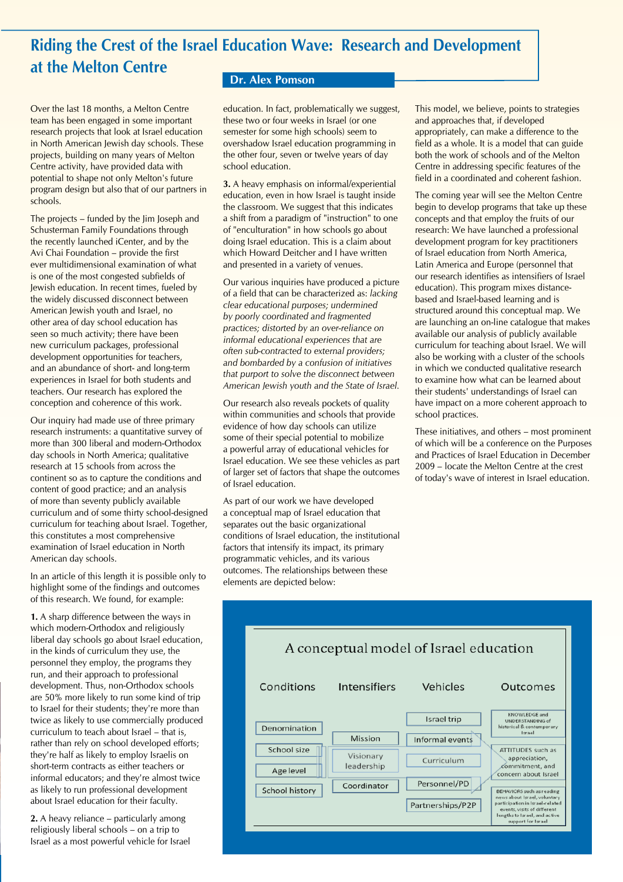# Riding the Crest of the Israel Education Wave: Research and Development at the Melton Centre

**Dr. Alex Pomson**

Over the last 18 months, a Melton Centre team has been engaged in some important research projects that look at Israel education in North American Jewish day schools. These projects, building on many years of Melton Centre activity, have provided data with potential to shape not only Melton's future program design but also that of our partners in schools.

The projects – funded by the Jim Joseph and Schusterman Family Foundations through the recently launched iCenter, and by the Avi Chai Foundation – provide the first ever multidimensional examination of what is one of the most congested subfields of Jewish education. In recent times, fueled by the widely discussed disconnect between American Jewish youth and Israel, no other area of day school education has seen so much activity; there have been new curriculum packages, professional development opportunities for teachers, and an abundance of short- and long-term experiences in Israel for both students and teachers. Our research has explored the conception and coherence of this work.

Our inquiry had made use of three primary research instruments: a quantitative survey of more than 300 liberal and modern-Orthodox day schools in North America; qualitative research at 15 schools from across the continent so as to capture the conditions and content of good practice; and an analysis of more than seventy publicly available curriculum and of some thirty school-designed curriculum for teaching about Israel. Together, this constitutes a most comprehensive examination of Israel education in North American day schools.

In an article of this length it is possible only to highlight some of the findings and outcomes of this research. We found, for example:

**1.** A sharp difference between the ways in which modern-Orthodox and religiously liberal day schools go about Israel education, in the kinds of curriculum they use, the personnel they employ, the programs they run, and their approach to professional development. Thus, non-Orthodox schools are 50% more likely to run some kind of trip to Israel for their students; they're more than twice as likely to use commercially produced curriculum to teach about Israel – that is, rather than rely on school developed efforts; they're half as likely to employ Israelis on short-term contracts as either teachers or informal educators; and they're almost twice as likely to run professional development about Israel education for their faculty.

**2.** A heavy reliance – particularly among religiously liberal schools – on a trip to Israel as a most powerful vehicle for Israel education. In fact, problematically we suggest, these two or four weeks in Israel (or one semester for some high schools) seem to overshadow Israel education programming in the other four, seven or twelve years of day school education.

**3.** A heavy emphasis on informal/experiential education, even in how Israel is taught inside the classroom. We suggest that this indicates a shift from a paradigm of "instruction" to one of "enculturation" in how schools go about doing Israel education. This is a claim about which Howard Deitcher and I have written and presented in a variety of venues.

Our various inquiries have produced a picture of a field that can be characterized as: *lacking clear educational purposes; undermined by poorly coordinated and fragmented practices; distorted by an over-reliance on informal educational experiences that are often sub-contracted to external providers; and bombarded by a confusion of initiatives that purport to solve the disconnect between American Jewish youth and the State of Israel.*

Our research also reveals pockets of quality within communities and schools that provide evidence of how day schools can utilize some of their special potential to mobilize a powerful array of educational vehicles for Israel education. We see these vehicles as part of larger set of factors that shape the outcomes of Israel education.

As part of our work we have developed a conceptual map of Israel education that separates out the basic organizational conditions of Israel education, the institutional factors that intensify its impact, its primary programmatic vehicles, and its various outcomes. The relationships between these elements are depicted below:

**A conceptual model of Israel education**

| Conditions | Intensifiers | Vehicles | Outcomes |
|---|---|---|---|
| Denomination | Mission | Israel trip | KNOWLEDGE and UNDERSTANDING of historical & contemporary Israel |
| School size | Visionary leadership | Informal events | ATTITUDES such as appreciation, commitment, and concern about Israel |
| Age level | Coordinator | Curriculum | BEHAVIORS such as reading news about Israel, voluntary participation in Israel-related events, visits of different lengths to Israel, and active support for Israel |
| School history | | Personnel/PD | |
| | | Partnerships/P2P | |

This model, we believe, points to strategies and approaches that, if developed appropriately, can make a difference to the field as a whole. It is a model that can guide both the work of schools and of the Melton Centre in addressing specific features of the field in a coordinated and coherent fashion.

The coming year will see the Melton Centre begin to develop programs that take up these concepts and that employ the fruits of our research: We have launched a professional development program for key practitioners of Israel education from North America, Latin America and Europe (personnel that our research identifies as intensifiers of Israel education). This program mixes distance-based and Israel-based learning and is structured around this conceptual map. We are launching an on-line catalogue that makes available our analysis of publicly available curriculum for teaching about Israel. We will also be working with a cluster of the schools in which we conducted qualitative research to examine how what can be learned about their students' understandings of Israel can have impact on a more coherent approach to school practices.

These initiatives, and others – most prominent of which will be a conference on the Purposes and Practices of Israel Education in December 2009 – locate the Melton Centre at the crest of today's wave of interest in Israel education.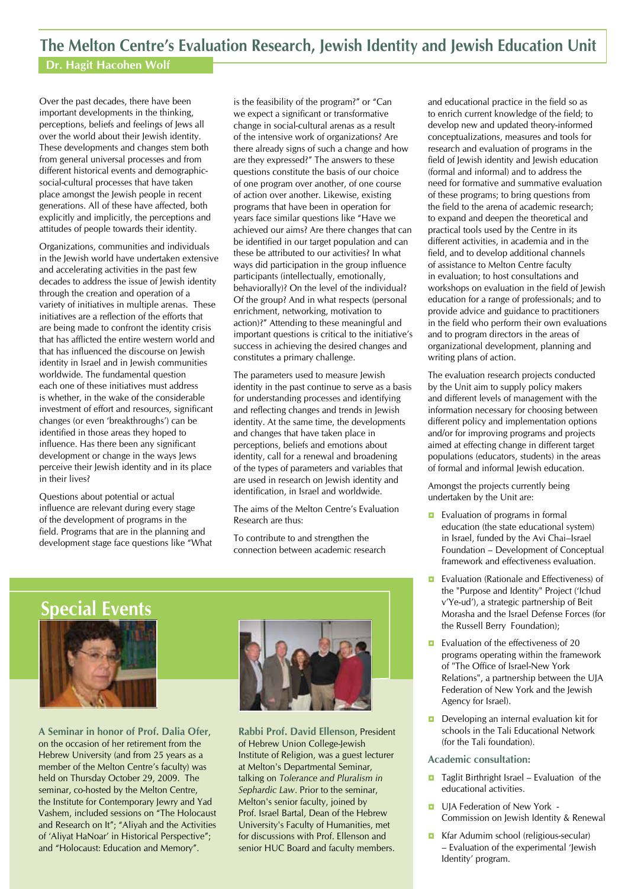## The Melton Centre's Evaluation Research, Jewish Identity and Jewish Education Unit

**Dr. Hagit Hacohen Wolf**

Over the past decades, there have been important developments in the thinking, perceptions, beliefs and feelings of Jews all over the world about their Jewish identity. These developments and changes stem both from general universal processes and from different historical events and demographic-social-cultural processes that have taken place amongst the Jewish people in recent generations. All of these have affected, both explicitly and implicitly, the perceptions and attitudes of people towards their identity.

Organizations, communities and individuals in the Jewish world have undertaken extensive and accelerating activities in the past few decades to address the issue of Jewish identity through the creation and operation of a variety of initiatives in multiple arenas. These initiatives are a reflection of the efforts that are being made to confront the identity crisis that has afflicted the entire western world and that has influenced the discourse on Jewish identity in Israel and in Jewish communities worldwide. The fundamental question each one of these initiatives must address is whether, in the wake of the considerable investment of effort and resources, significant changes (or even 'breakthroughs') can be identified in those areas they hoped to influence. Has there been any significant development or change in the ways Jews perceive their Jewish identity and in its place in their lives?

Questions about potential or actual influence are relevant during every stage of the development of programs in the field. Programs that are in the planning and development stage face questions like "What is the feasibility of the program?" or "Can we expect a significant or transformative change in social-cultural arenas as a result of the intensive work of organizations? Are there already signs of such a change and how are they expressed?" The answers to these questions constitute the basis of our choice of one program over another, of one course of action over another. Likewise, existing programs that have been in operation for years face similar questions like "Have we achieved our aims? Are there changes that can be identified in our target population and can these be attributed to our activities? In what ways did participation in the group influence participants (intellectually, emotionally, behaviorally)? On the level of the individual? Of the group? And in what respects (personal enrichment, networking, motivation to action)?" Attending to these meaningful and important questions is critical to the initiative's success in achieving the desired changes and constitutes a primary challenge.

The parameters used to measure Jewish identity in the past continue to serve as a basis for understanding processes and identifying and reflecting changes and trends in Jewish identity. At the same time, the developments and changes that have taken place in perceptions, beliefs and emotions about identity, call for a renewal and broadening of the types of parameters and variables that are used in research on Jewish identity and identification, in Israel and worldwide.

The aims of the Melton Centre's Evaluation Research are thus:

To contribute to and strengthen the connection between academic research and educational practice in the field so as to enrich current knowledge of the field; to develop new and updated theory-informed conceptualizations, measures and tools for research and evaluation of programs in the field of Jewish identity and Jewish education (formal and informal) and to address the need for formative and summative evaluation of these programs; to bring questions from the field to the arena of academic research; to expand and deepen the theoretical and practical tools used by the Centre in its different activities, in academia and in the field, and to develop additional channels of assistance to Melton Centre faculty in evaluation; to host consultations and workshops on evaluation in the field of Jewish education for a range of professionals; and to provide advice and guidance to practitioners in the field who perform their own evaluations and to program directors in the areas of organizational development, planning and writing plans of action.

The evaluation research projects conducted by the Unit aim to supply policy makers and different levels of management with the information necessary for choosing between different policy and implementation options and/or for improving programs and projects aimed at effecting change in different target populations (educators, students) in the areas of formal and informal Jewish education.

Amongst the projects currently being undertaken by the Unit are:

- Evaluation of programs in formal education (the state educational system) in Israel, funded by the Avi Chai–Israel Foundation – Development of Conceptual framework and effectiveness evaluation.
- Evaluation (Rationale and Effectiveness) of the "Purpose and Identity" Project ('Ichud v'Ye-ud'), a strategic partnership of Beit Morasha and the Israel Defense Forces (for the Russell Berry Foundation);
- Evaluation of the effectiveness of 20 programs operating within the framework of "The Office of Israel-New York Relations", a partnership between the UJA Federation of New York and the Jewish Agency for Israel).
- Developing an internal evaluation kit for schools in the Tali Educational Network (for the Tali foundation).

**Academic consultation:**

- Taglit Birthright Israel – Evaluation of the educational activities.
- UJA Federation of New York - Commission on Jewish Identity & Renewal
- Kfar Adumim school (religious-secular) – Evaluation of the experimental 'Jewish Identity' program.

## Special Events

**A Seminar in honor of Prof. Dalia Ofer**, on the occasion of her retirement from the Hebrew University (and from 25 years as a member of the Melton Centre's faculty) was held on Thursday October 29, 2009. The seminar, co-hosted by the Melton Centre, the Institute for Contemporary Jewry and Yad Vashem, included sessions on "The Holocaust and Research on It"; "Aliyah and the Activities of 'Aliyat HaNoar' in Historical Perspective"; and "Holocaust: Education and Memory".

**Rabbi Prof. David Ellenson**, President of Hebrew Union College-Jewish Institute of Religion, was a guest lecturer at Melton's Departmental Seminar, talking on *Tolerance and Pluralism in Sephardic Law*. Prior to the seminar, Melton's senior faculty, joined by Prof. Israel Bartal, Dean of the Hebrew University's Faculty of Humanities, met for discussions with Prof. Ellenson and senior HUC Board and faculty members.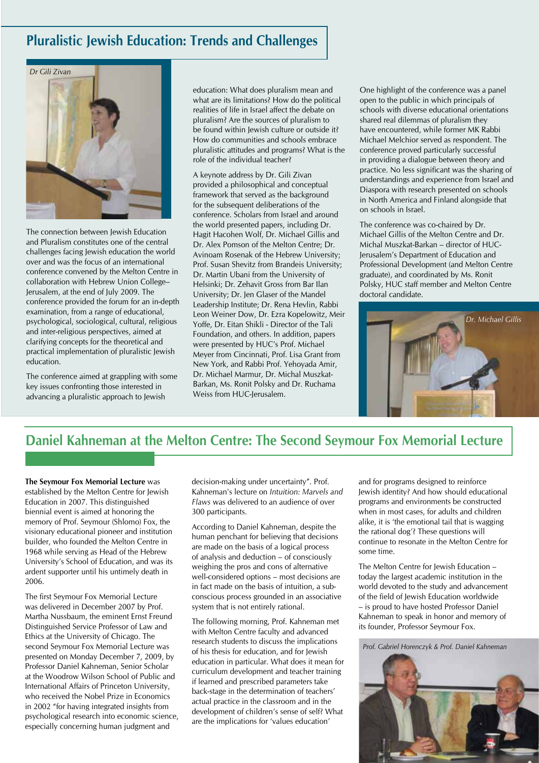## Pluralistic Jewish Education: Trends and Challenges

*Dr Gili Zivan*

The connection between Jewish Education and Pluralism constitutes one of the central challenges facing Jewish education the world over and was the focus of an international conference convened by the Melton Centre in collaboration with Hebrew Union College–Jerusalem, at the end of July 2009. The conference provided the forum for an in-depth examination, from a range of educational, psychological, sociological, cultural, religious and inter-religious perspectives, aimed at clarifying concepts for the theoretical and practical implementation of pluralistic Jewish education.

The conference aimed at grappling with some key issues confronting those interested in advancing a pluralistic approach to Jewish education: What does pluralism mean and what are its limitations? How do the political realities of life in Israel affect the debate on pluralism? Are the sources of pluralism to be found within Jewish culture or outside it? How do communities and schools embrace pluralistic attitudes and programs? What is the role of the individual teacher?

A keynote address by Dr. Gili Zivan provided a philosophical and conceptual framework that served as the background for the subsequent deliberations of the conference. Scholars from Israel and around the world presented papers, including Dr. Hagit Hacohen Wolf, Dr. Michael Gillis and Dr. Alex Pomson of the Melton Centre; Dr. Avinoam Rosenak of the Hebrew University; Prof. Susan Shevitz from Brandeis University; Dr. Martin Ubani from the University of Helsinki; Dr. Zehavit Gross from Bar Ilan University; Dr. Jen Glaser of the Mandel Leadership Institute; Dr. Rena Hevlin, Rabbi Leon Weiner Dow, Dr. Ezra Kopelowitz, Meir Yoffe, Dr. Eitan Shikli - Director of the Tali Foundation, and others. In addition, papers were presented by HUC's Prof. Michael Meyer from Cincinnati, Prof. Lisa Grant from New York, and Rabbi Prof. Yehoyada Amir, Dr. Michael Marmur, Dr. Michal Muszkat-Barkan, Ms. Ronit Polsky and Dr. Ruchama Weiss from HUC-Jerusalem.

One highlight of the conference was a panel open to the public in which principals of schools with diverse educational orientations shared real dilemmas of pluralism they have encountered, while former MK Rabbi Michael Melchior served as respondent. The conference proved particularly successful in providing a dialogue between theory and practice. No less significant was the sharing of understandings and experience from Israel and Diaspora with research presented on schools in North America and Finland alongside that on schools in Israel.

The conference was co-chaired by Dr. Michael Gillis of the Melton Centre and Dr. Michal Muszkat-Barkan – director of HUC-Jerusalem's Department of Education and Professional Development (and Melton Centre graduate), and coordinated by Ms. Ronit Polsky, HUC staff member and Melton Centre doctoral candidate.

*Dr. Michael Gillis*

## Daniel Kahneman at the Melton Centre: The Second Seymour Fox Memorial Lecture

**The Seymour Fox Memorial Lecture** was established by the Melton Centre for Jewish Education in 2007. This distinguished biennial event is aimed at honoring the memory of Prof. Seymour (Shlomo) Fox, the visionary educational pioneer and institution builder, who founded the Melton Centre in 1968 while serving as Head of the Hebrew University's School of Education, and was its ardent supporter until his untimely death in 2006.

The first Seymour Fox Memorial Lecture was delivered in December 2007 by Prof. Martha Nussbaum, the eminent Ernst Freund Distinguished Service Professor of Law and Ethics at the University of Chicago. The second Seymour Fox Memorial Lecture was presented on Monday December 7, 2009, by Professor Daniel Kahneman, Senior Scholar at the Woodrow Wilson School of Public and International Affairs of Princeton University, who received the Nobel Prize in Economics in 2002 "for having integrated insights from psychological research into economic science, especially concerning human judgment and decision-making under uncertainty". Prof. Kahneman's lecture on *Intuition: Marvels and Flaws* was delivered to an audience of over 300 participants.

According to Daniel Kahneman, despite the human penchant for believing that decisions are made on the basis of a logical process of analysis and deduction – of consciously weighing the pros and cons of alternative well-considered options – most decisions are in fact made on the basis of intuition, a sub-conscious process grounded in an associative system that is not entirely rational.

The following morning, Prof. Kahneman met with Melton Centre faculty and advanced research students to discuss the implications of his thesis for education, and for Jewish education in particular. What does it mean for curriculum development and teacher training if learned and prescribed parameters take back-stage in the determination of teachers' actual practice in the classroom and in the development of children's sense of self? What are the implications for 'values education' and for programs designed to reinforce Jewish identity? And how should educational programs and environments be constructed when in most cases, for adults and children alike, it is 'the emotional tail that is wagging the rational dog'? These questions will continue to resonate in the Melton Centre for some time.

The Melton Centre for Jewish Education – today the largest academic institution in the world devoted to the study and advancement of the field of Jewish Education worldwide – is proud to have hosted Professor Daniel Kahneman to speak in honor and memory of its founder, Professor Seymour Fox.

*Prof. Gabriel Horenczyk & Prof. Daniel Kahneman*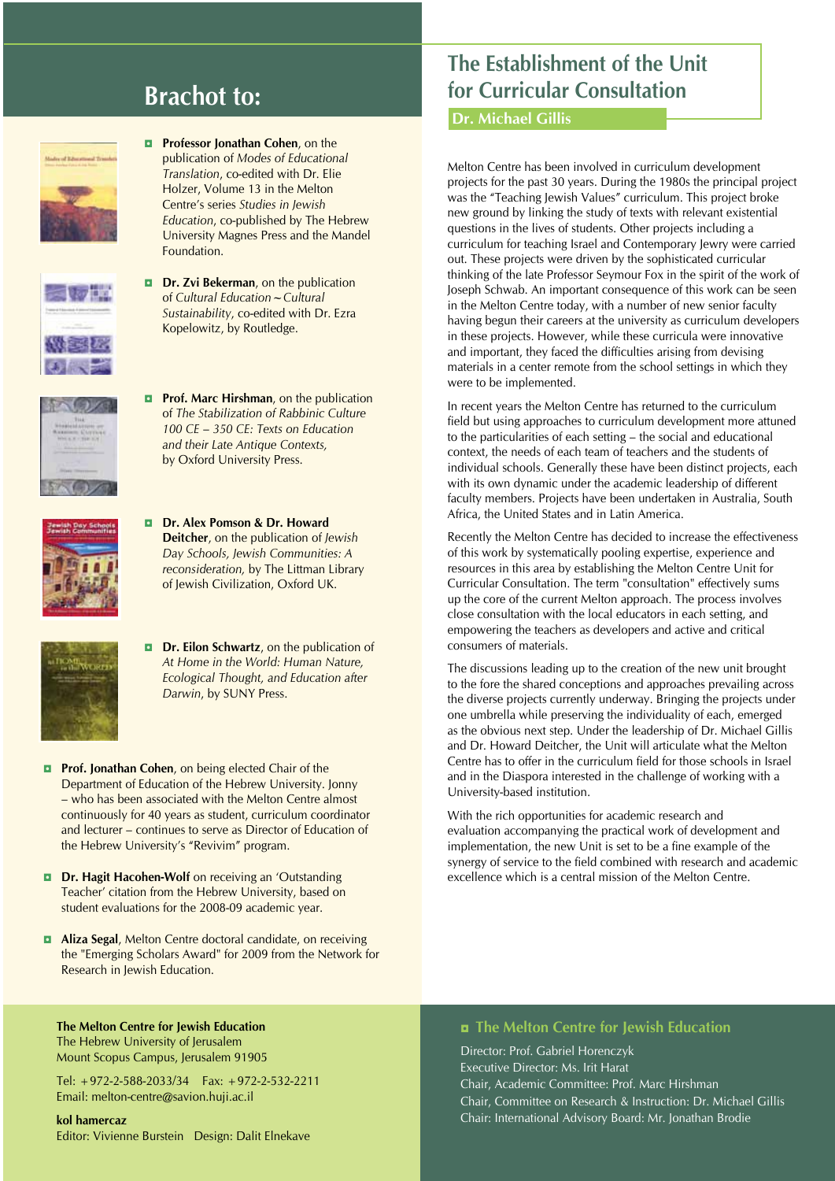## Brachot to:

- **Professor Jonathan Cohen**, on the publication of *Modes of Educational Translation*, co-edited with Dr. Elie Holzer, Volume 13 in the Melton Centre's series *Studies in Jewish Education*, co-published by The Hebrew University Magnes Press and the Mandel Foundation.

- **Dr. Zvi Bekerman**, on the publication of *Cultural Education ~ Cultural Sustainability*, co-edited with Dr. Ezra Kopelowitz, by Routledge.

- **Prof. Marc Hirshman**, on the publication of *The Stabilization of Rabbinic Culture 100 CE – 350 CE: Texts on Education and their Late Antique Contexts*, by Oxford University Press.

- **Dr. Alex Pomson & Dr. Howard Deitcher**, on the publication of *Jewish Day Schools, Jewish Communities: A reconsideration*, by The Littman Library of Jewish Civilization, Oxford UK.

- **Dr. Eilon Schwartz**, on the publication of *At Home in the World: Human Nature, Ecological Thought, and Education after Darwin*, by SUNY Press.

- **Prof. Jonathan Cohen**, on being elected Chair of the Department of Education of the Hebrew University. Jonny – who has been associated with the Melton Centre almost continuously for 40 years as student, curriculum coordinator and lecturer – continues to serve as Director of Education of the Hebrew University's "Revivim" program.

- **Dr. Hagit Hacohen-Wolf** on receiving an 'Outstanding Teacher' citation from the Hebrew University, based on student evaluations for the 2008-09 academic year.

- **Aliza Segal**, Melton Centre doctoral candidate, on receiving the "Emerging Scholars Award" for 2009 from the Network for Research in Jewish Education.

## The Establishment of the Unit for Curricular Consultation

**Dr. Michael Gillis**

Melton Centre has been involved in curriculum development projects for the past 30 years. During the 1980s the principal project was the "Teaching Jewish Values" curriculum. This project broke new ground by linking the study of texts with relevant existential questions in the lives of students. Other projects including a curriculum for teaching Israel and Contemporary Jewry were carried out. These projects were driven by the sophisticated curricular thinking of the late Professor Seymour Fox in the spirit of the work of Joseph Schwab. An important consequence of this work can be seen in the Melton Centre today, with a number of new senior faculty having begun their careers at the university as curriculum developers in these projects. However, while these curricula were innovative and important, they faced the difficulties arising from devising materials in a center remote from the school settings in which they were to be implemented.

In recent years the Melton Centre has returned to the curriculum field but using approaches to curriculum development more attuned to the particularities of each setting – the social and educational context, the needs of each team of teachers and the students of individual schools. Generally these have been distinct projects, each with its own dynamic under the academic leadership of different faculty members. Projects have been undertaken in Australia, South Africa, the United States and in Latin America.

Recently the Melton Centre has decided to increase the effectiveness of this work by systematically pooling expertise, experience and resources in this area by establishing the Melton Centre Unit for Curricular Consultation. The term "consultation" effectively sums up the core of the current Melton approach. The process involves close consultation with the local educators in each setting, and empowering the teachers as developers and active and critical consumers of materials.

The discussions leading up to the creation of the new unit brought to the fore the shared conceptions and approaches prevailing across the diverse projects currently underway. Bringing the projects under one umbrella while preserving the individuality of each, emerged as the obvious next step. Under the leadership of Dr. Michael Gillis and Dr. Howard Deitcher, the Unit will articulate what the Melton Centre has to offer in the curriculum field for those schools in Israel and in the Diaspora interested in the challenge of working with a University-based institution.

With the rich opportunities for academic research and evaluation accompanying the practical work of development and implementation, the new Unit is set to be a fine example of the synergy of service to the field combined with research and academic excellence which is a central mission of the Melton Centre.

**The Melton Centre for Jewish Education**
The Hebrew University of Jerusalem
Mount Scopus Campus, Jerusalem 91905

Tel: +972-2-588-2033/34 Fax: +972-2-532-2211
Email: melton-centre@savion.huji.ac.il

**kol hamercaz**
Editor: Vivienne Burstein Design: Dalit Elnekave

### The Melton Centre for Jewish Education

Director: Prof. Gabriel Horenczyk
Executive Director: Ms. Irit Harat
Chair, Academic Committee: Prof. Marc Hirshman
Chair, Committee on Research & Instruction: Dr. Michael Gillis
Chair: International Advisory Board: Mr. Jonathan Brodie